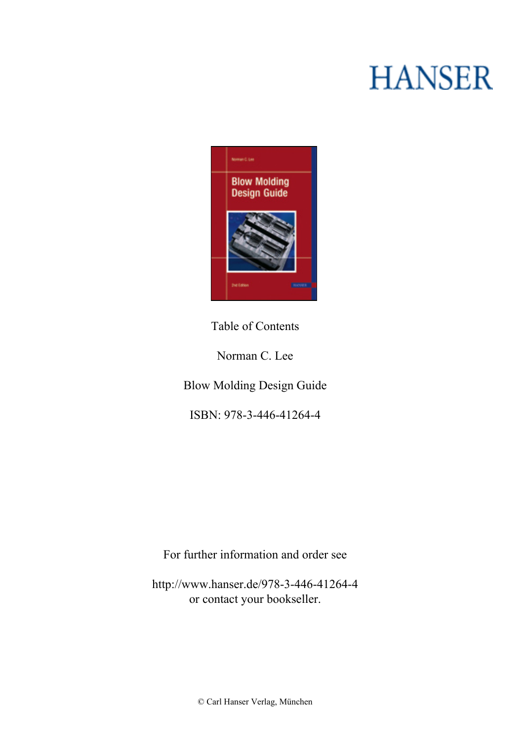HANSER

Table of Contents

Norman C. Lee

Blow Molding Design Guide

ISBN: 978-3-446-41264-4

For further information and order see

http://www.hanser.de/978-3-446-41264-4
or contact your bookseller.

© Carl Hanser Verlag, München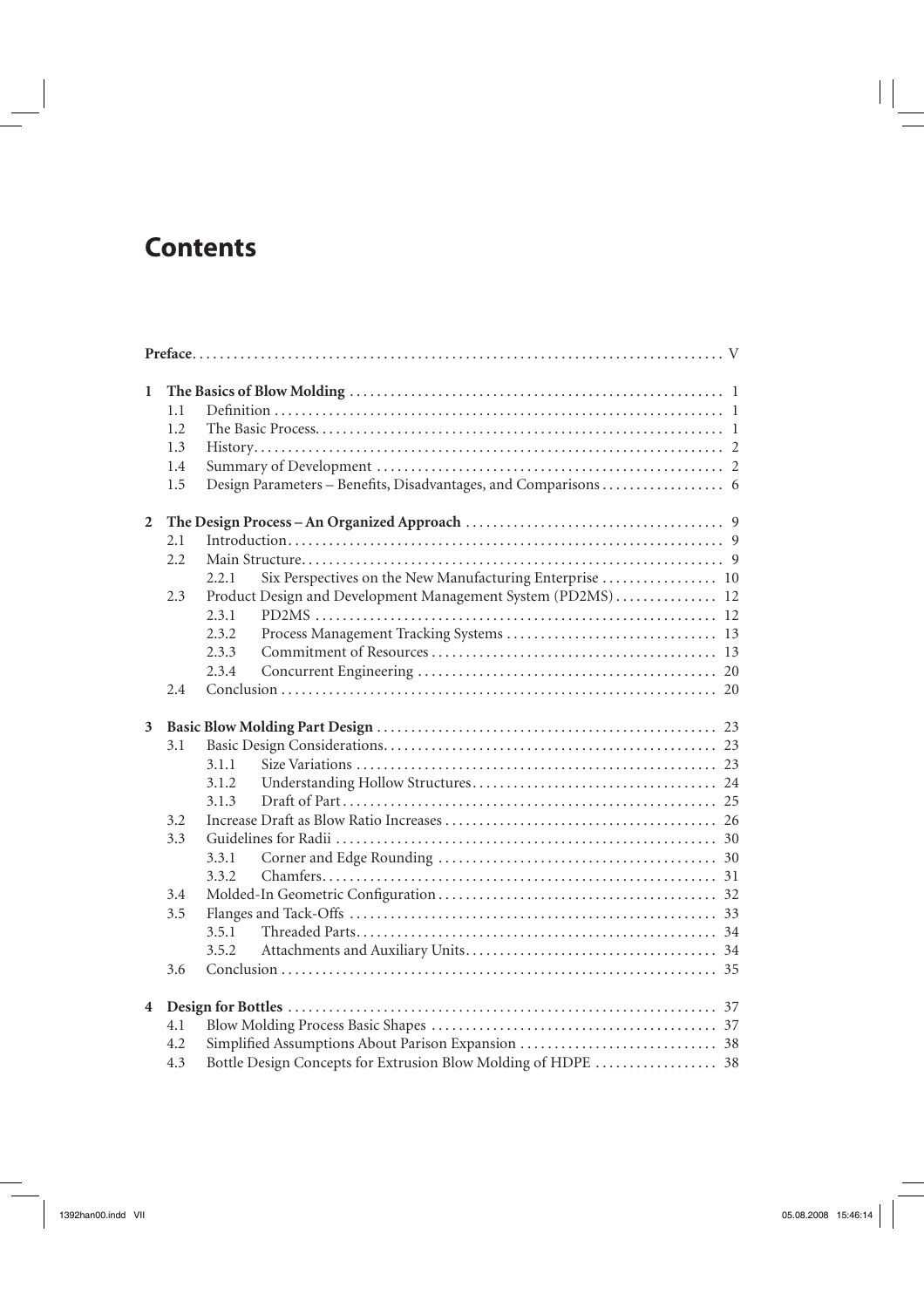# Contents

**Preface** ..... V

**1 The Basics of Blow Molding** ..... 1
- 1.1 Definition ..... 1
- 1.2 The Basic Process ..... 1
- 1.3 History ..... 2
- 1.4 Summary of Development ..... 2
- 1.5 Design Parameters – Benefits, Disadvantages, and Comparisons ..... 6

**2 The Design Process – An Organized Approach** ..... 9
- 2.1 Introduction ..... 9
- 2.2 Main Structure ..... 9
  - 2.2.1 Six Perspectives on the New Manufacturing Enterprise ..... 10
- 2.3 Product Design and Development Management System (PD2MS) ..... 12
  - 2.3.1 PD2MS ..... 12
  - 2.3.2 Process Management Tracking Systems ..... 13
  - 2.3.3 Commitment of Resources ..... 13
  - 2.3.4 Concurrent Engineering ..... 20
- 2.4 Conclusion ..... 20

**3 Basic Blow Molding Part Design** ..... 23
- 3.1 Basic Design Considerations ..... 23
  - 3.1.1 Size Variations ..... 23
  - 3.1.2 Understanding Hollow Structures ..... 24
  - 3.1.3 Draft of Part ..... 25
- 3.2 Increase Draft as Blow Ratio Increases ..... 26
- 3.3 Guidelines for Radii ..... 30
  - 3.3.1 Corner and Edge Rounding ..... 30
  - 3.3.2 Chamfers ..... 31
- 3.4 Molded-In Geometric Configuration ..... 32
- 3.5 Flanges and Tack-Offs ..... 33
  - 3.5.1 Threaded Parts ..... 34
  - 3.5.2 Attachments and Auxiliary Units ..... 34
- 3.6 Conclusion ..... 35

**4 Design for Bottles** ..... 37
- 4.1 Blow Molding Process Basic Shapes ..... 37
- 4.2 Simplified Assumptions About Parison Expansion ..... 38
- 4.3 Bottle Design Concepts for Extrusion Blow Molding of HDPE ..... 38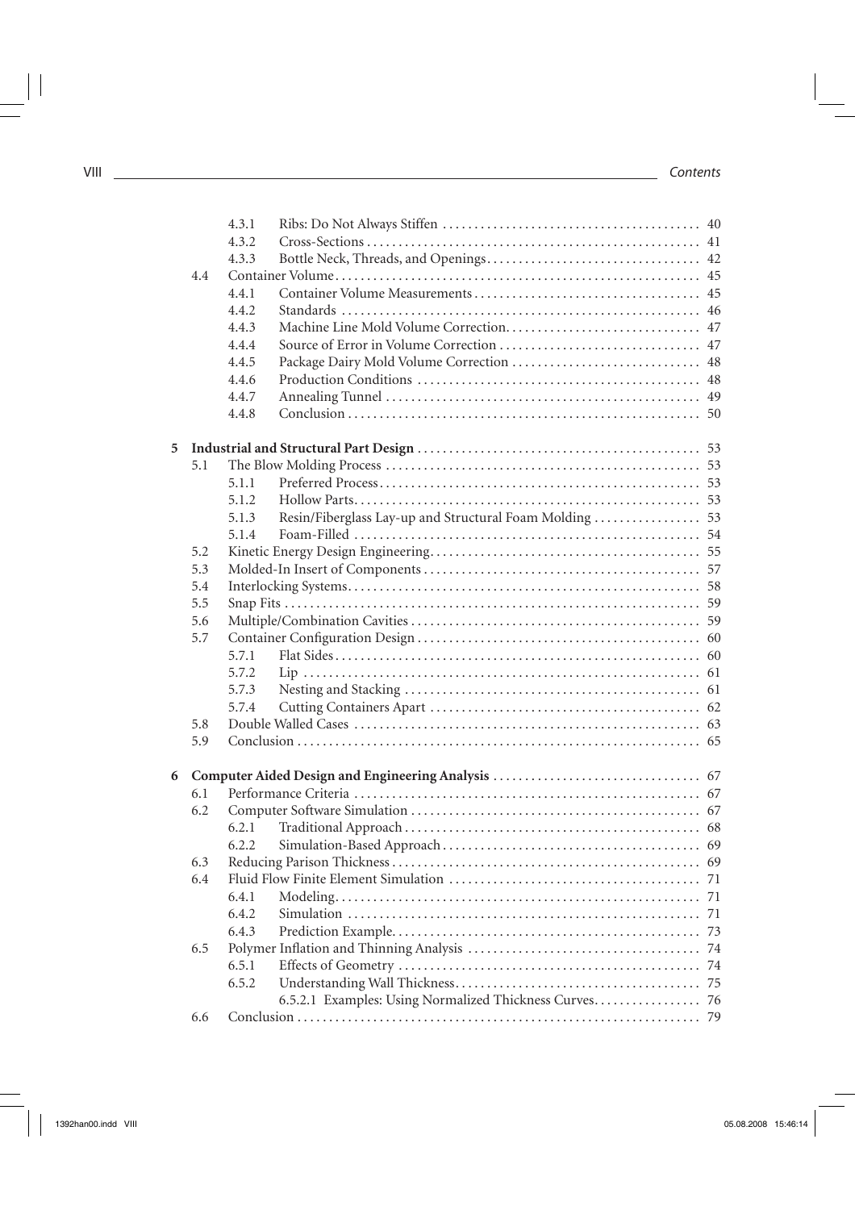|  |  |  | Page |
|---|---|---|---|
|  |  | 4.3.1 Ribs: Do Not Always Stiffen | 40 |
|  |  | 4.3.2 Cross-Sections | 41 |
|  |  | 4.3.3 Bottle Neck, Threads, and Openings | 42 |
|  | 4.4 | Container Volume | 45 |
|  |  | 4.4.1 Container Volume Measurements | 45 |
|  |  | 4.4.2 Standards | 46 |
|  |  | 4.4.3 Machine Line Mold Volume Correction | 47 |
|  |  | 4.4.4 Source of Error in Volume Correction | 47 |
|  |  | 4.4.5 Package Dairy Mold Volume Correction | 48 |
|  |  | 4.4.6 Production Conditions | 48 |
|  |  | 4.4.7 Annealing Tunnel | 49 |
|  |  | 4.4.8 Conclusion | 50 |
| **5** | **Industrial and Structural Part Design** |  | **53** |
|  | 5.1 | The Blow Molding Process | 53 |
|  |  | 5.1.1 Preferred Process | 53 |
|  |  | 5.1.2 Hollow Parts | 53 |
|  |  | 5.1.3 Resin/Fiberglass Lay-up and Structural Foam Molding | 53 |
|  |  | 5.1.4 Foam-Filled | 54 |
|  | 5.2 | Kinetic Energy Design Engineering | 55 |
|  | 5.3 | Molded-In Insert of Components | 57 |
|  | 5.4 | Interlocking Systems | 58 |
|  | 5.5 | Snap Fits | 59 |
|  | 5.6 | Multiple/Combination Cavities | 59 |
|  | 5.7 | Container Configuration Design | 60 |
|  |  | 5.7.1 Flat Sides | 60 |
|  |  | 5.7.2 Lip | 61 |
|  |  | 5.7.3 Nesting and Stacking | 61 |
|  |  | 5.7.4 Cutting Containers Apart | 62 |
|  | 5.8 | Double Walled Cases | 63 |
|  | 5.9 | Conclusion | 65 |
| **6** | **Computer Aided Design and Engineering Analysis** |  | **67** |
|  | 6.1 | Performance Criteria | 67 |
|  | 6.2 | Computer Software Simulation | 67 |
|  |  | 6.2.1 Traditional Approach | 68 |
|  |  | 6.2.2 Simulation-Based Approach | 69 |
|  | 6.3 | Reducing Parison Thickness | 69 |
|  | 6.4 | Fluid Flow Finite Element Simulation | 71 |
|  |  | 6.4.1 Modeling | 71 |
|  |  | 6.4.2 Simulation | 71 |
|  |  | 6.4.3 Prediction Example | 73 |
|  | 6.5 | Polymer Inflation and Thinning Analysis | 74 |
|  |  | 6.5.1 Effects of Geometry | 74 |
|  |  | 6.5.2 Understanding Wall Thickness | 75 |
|  |  | 6.5.2.1 Examples: Using Normalized Thickness Curves | 76 |
|  | 6.6 | Conclusion | 79 |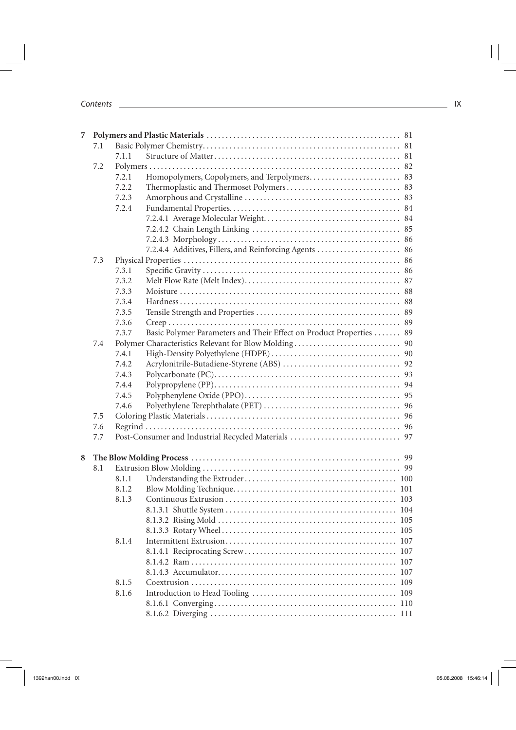**7 Polymers and Plastic Materials** .......... 81
- 7.1 Basic Polymer Chemistry .......... 81
  - 7.1.1 Structure of Matter .......... 81
- 7.2 Polymers .......... 82
  - 7.2.1 Homopolymers, Copolymers, and Terpolymers .......... 83
  - 7.2.2 Thermoplastic and Thermoset Polymers .......... 83
  - 7.2.3 Amorphous and Crystalline .......... 83
  - 7.2.4 Fundamental Properties .......... 84
    - 7.2.4.1 Average Molecular Weight .......... 84
    - 7.2.4.2 Chain Length Linking .......... 85
    - 7.2.4.3 Morphology .......... 86
    - 7.2.4.4 Additives, Fillers, and Reinforcing Agents .......... 86
- 7.3 Physical Properties .......... 86
  - 7.3.1 Specific Gravity .......... 86
  - 7.3.2 Melt Flow Rate (Melt Index) .......... 87
  - 7.3.3 Moisture .......... 88
  - 7.3.4 Hardness .......... 88
  - 7.3.5 Tensile Strength and Properties .......... 89
  - 7.3.6 Creep .......... 89
  - 7.3.7 Basic Polymer Parameters and Their Effect on Product Properties .......... 89
- 7.4 Polymer Characteristics Relevant for Blow Molding .......... 90
  - 7.4.1 High-Density Polyethylene (HDPE) .......... 90
  - 7.4.2 Acrylonitrile-Butadiene-Styrene (ABS) .......... 92
  - 7.4.3 Polycarbonate (PC) .......... 93
  - 7.4.4 Polypropylene (PP) .......... 94
  - 7.4.5 Polyphenylene Oxide (PPO) .......... 95
  - 7.4.6 Polyethylene Terephthalate (PET) .......... 96
- 7.5 Coloring Plastic Materials .......... 96
- 7.6 Regrind .......... 96
- 7.7 Post-Consumer and Industrial Recycled Materials .......... 97

**8 The Blow Molding Process** .......... 99
- 8.1 Extrusion Blow Molding .......... 99
  - 8.1.1 Understanding the Extruder .......... 100
  - 8.1.2 Blow Molding Technique .......... 101
  - 8.1.3 Continuous Extrusion .......... 103
    - 8.1.3.1 Shuttle System .......... 104
    - 8.1.3.2 Rising Mold .......... 105
    - 8.1.3.3 Rotary Wheel .......... 105
  - 8.1.4 Intermittent Extrusion .......... 107
    - 8.1.4.1 Reciprocating Screw .......... 107
    - 8.1.4.2 Ram .......... 107
    - 8.1.4.3 Accumulator .......... 107
  - 8.1.5 Coextrusion .......... 109
  - 8.1.6 Introduction to Head Tooling .......... 109
    - 8.1.6.1 Converging .......... 110
    - 8.1.6.2 Diverging .......... 111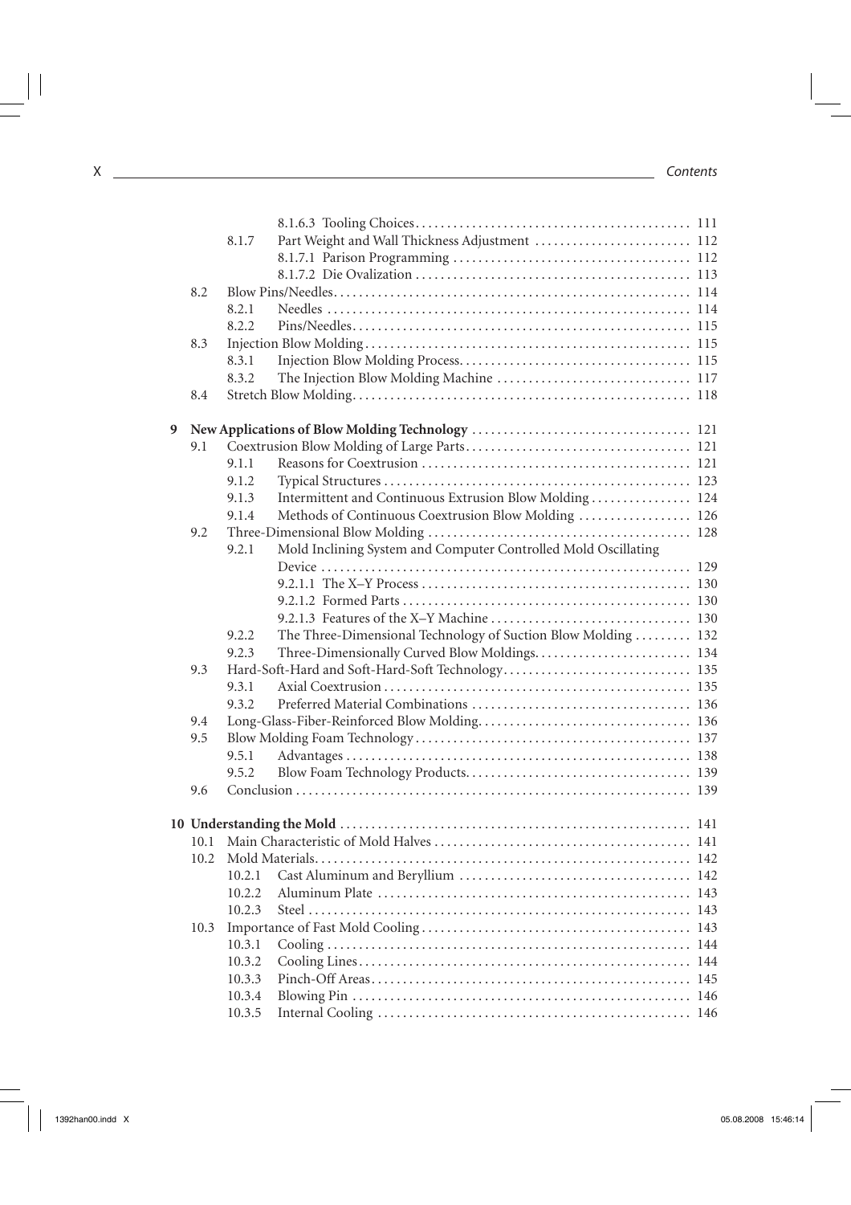8.1.6.3 Tooling Choices ..... 111
8.1.7 Part Weight and Wall Thickness Adjustment ..... 112
8.1.7.1 Parison Programming ..... 112
8.1.7.2 Die Ovalization ..... 113
8.2 Blow Pins/Needles ..... 114
8.2.1 Needles ..... 114
8.2.2 Pins/Needles ..... 115
8.3 Injection Blow Molding ..... 115
8.3.1 Injection Blow Molding Process ..... 115
8.3.2 The Injection Blow Molding Machine ..... 117
8.4 Stretch Blow Molding ..... 118

**9 New Applications of Blow Molding Technology ..... 121**
9.1 Coextrusion Blow Molding of Large Parts ..... 121
9.1.1 Reasons for Coextrusion ..... 121
9.1.2 Typical Structures ..... 123
9.1.3 Intermittent and Continuous Extrusion Blow Molding ..... 124
9.1.4 Methods of Continuous Coextrusion Blow Molding ..... 126
9.2 Three-Dimensional Blow Molding ..... 128
9.2.1 Mold Inclining System and Computer Controlled Mold Oscillating Device ..... 129
9.2.1.1 The X–Y Process ..... 130
9.2.1.2 Formed Parts ..... 130
9.2.1.3 Features of the X–Y Machine ..... 130
9.2.2 The Three-Dimensional Technology of Suction Blow Molding ..... 132
9.2.3 Three-Dimensionally Curved Blow Moldings ..... 134
9.3 Hard-Soft-Hard and Soft-Hard-Soft Technology ..... 135
9.3.1 Axial Coextrusion ..... 135
9.3.2 Preferred Material Combinations ..... 136
9.4 Long-Glass-Fiber-Reinforced Blow Molding ..... 136
9.5 Blow Molding Foam Technology ..... 137
9.5.1 Advantages ..... 138
9.5.2 Blow Foam Technology Products ..... 139
9.6 Conclusion ..... 139

**10 Understanding the Mold ..... 141**
10.1 Main Characteristic of Mold Halves ..... 141
10.2 Mold Materials ..... 142
10.2.1 Cast Aluminum and Beryllium ..... 142
10.2.2 Aluminum Plate ..... 143
10.2.3 Steel ..... 143
10.3 Importance of Fast Mold Cooling ..... 143
10.3.1 Cooling ..... 144
10.3.2 Cooling Lines ..... 144
10.3.3 Pinch-Off Areas ..... 145
10.3.4 Blowing Pin ..... 146
10.3.5 Internal Cooling ..... 146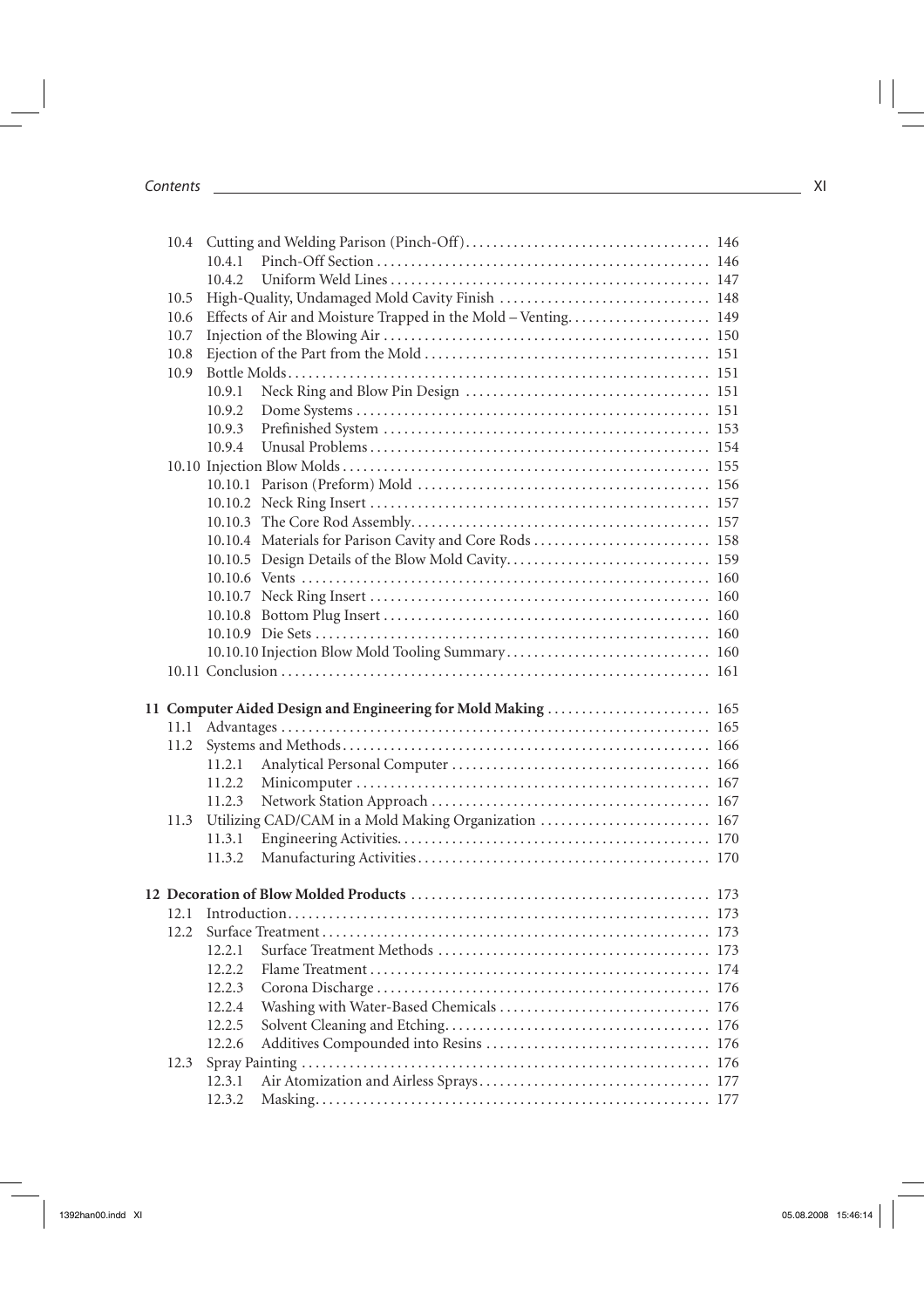10.4 Cutting and Welding Parison (Pinch-Off) ... 146
  10.4.1 Pinch-Off Section ... 146
  10.4.2 Uniform Weld Lines ... 147
10.5 High-Quality, Undamaged Mold Cavity Finish ... 148
10.6 Effects of Air and Moisture Trapped in the Mold – Venting ... 149
10.7 Injection of the Blowing Air ... 150
10.8 Ejection of the Part from the Mold ... 151
10.9 Bottle Molds ... 151
  10.9.1 Neck Ring and Blow Pin Design ... 151
  10.9.2 Dome Systems ... 151
  10.9.3 Prefinished System ... 153
  10.9.4 Unusal Problems ... 154
10.10 Injection Blow Molds ... 155
  10.10.1 Parison (Preform) Mold ... 156
  10.10.2 Neck Ring Insert ... 157
  10.10.3 The Core Rod Assembly ... 157
  10.10.4 Materials for Parison Cavity and Core Rods ... 158
  10.10.5 Design Details of the Blow Mold Cavity ... 159
  10.10.6 Vents ... 160
  10.10.7 Neck Ring Insert ... 160
  10.10.8 Bottom Plug Insert ... 160
  10.10.9 Die Sets ... 160
  10.10.10 Injection Blow Mold Tooling Summary ... 160
10.11 Conclusion ... 161

**11 Computer Aided Design and Engineering for Mold Making ... 165**

11.1 Advantages ... 165
11.2 Systems and Methods ... 166
  11.2.1 Analytical Personal Computer ... 166
  11.2.2 Minicomputer ... 167
  11.2.3 Network Station Approach ... 167
11.3 Utilizing CAD/CAM in a Mold Making Organization ... 167
  11.3.1 Engineering Activities ... 170
  11.3.2 Manufacturing Activities ... 170

**12 Decoration of Blow Molded Products ... 173**

12.1 Introduction ... 173
12.2 Surface Treatment ... 173
  12.2.1 Surface Treatment Methods ... 173
  12.2.2 Flame Treatment ... 174
  12.2.3 Corona Discharge ... 176
  12.2.4 Washing with Water-Based Chemicals ... 176
  12.2.5 Solvent Cleaning and Etching ... 176
  12.2.6 Additives Compounded into Resins ... 176
12.3 Spray Painting ... 176
  12.3.1 Air Atomization and Airless Sprays ... 177
  12.3.2 Masking ... 177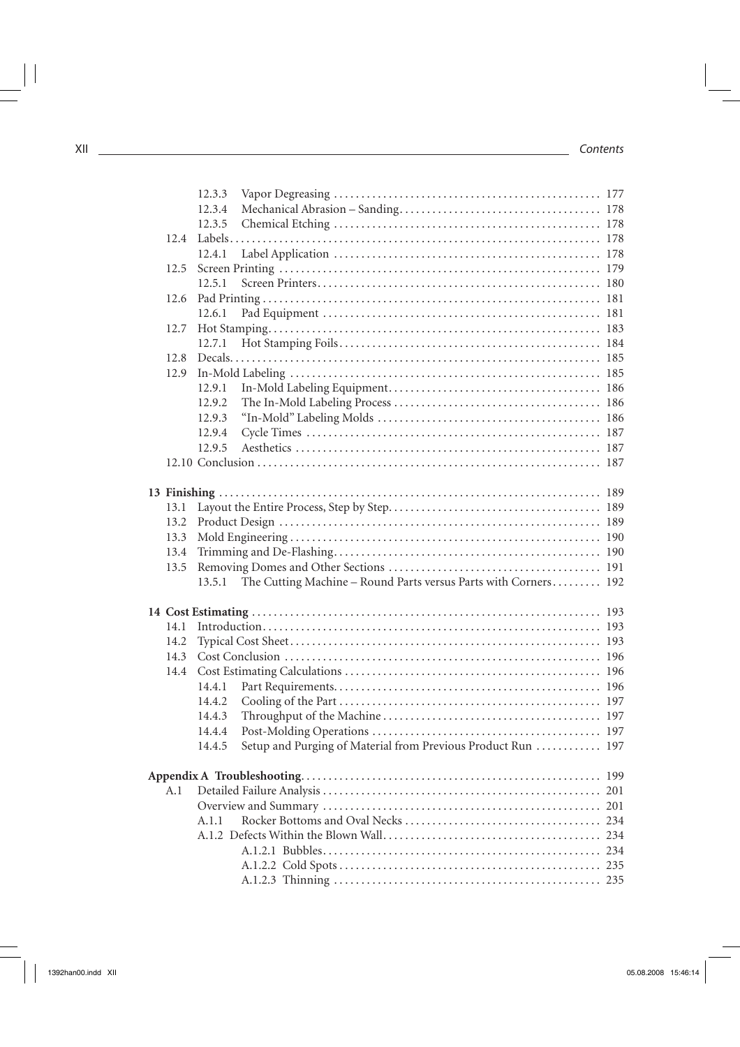12.3.3 Vapor Degreasing ... 177
12.3.4 Mechanical Abrasion – Sanding ... 178
12.3.5 Chemical Etching ... 178

12.4 Labels ... 178
12.4.1 Label Application ... 178

12.5 Screen Printing ... 179
12.5.1 Screen Printers ... 180

12.6 Pad Printing ... 181
12.6.1 Pad Equipment ... 181

12.7 Hot Stamping ... 183
12.7.1 Hot Stamping Foils ... 184

12.8 Decals ... 185

12.9 In-Mold Labeling ... 185
12.9.1 In-Mold Labeling Equipment ... 186
12.9.2 The In-Mold Labeling Process ... 186
12.9.3 "In-Mold" Labeling Molds ... 186
12.9.4 Cycle Times ... 187
12.9.5 Aesthetics ... 187

12.10 Conclusion ... 187

**13 Finishing** ... 189

13.1 Layout the Entire Process, Step by Step ... 189
13.2 Product Design ... 189
13.3 Mold Engineering ... 190
13.4 Trimming and De-Flashing ... 190
13.5 Removing Domes and Other Sections ... 191
13.5.1 The Cutting Machine – Round Parts versus Parts with Corners ... 192

**14 Cost Estimating** ... 193

14.1 Introduction ... 193
14.2 Typical Cost Sheet ... 193
14.3 Cost Conclusion ... 196
14.4 Cost Estimating Calculations ... 196
14.4.1 Part Requirements ... 196
14.4.2 Cooling of the Part ... 197
14.4.3 Throughput of the Machine ... 197
14.4.4 Post-Molding Operations ... 197
14.4.5 Setup and Purging of Material from Previous Product Run ... 197

**Appendix A Troubleshooting** ... 199

A.1 Detailed Failure Analysis ... 201
Overview and Summary ... 201
A.1.1 Rocker Bottoms and Oval Necks ... 234
A.1.2 Defects Within the Blown Wall ... 234
A.1.2.1 Bubbles ... 234
A.1.2.2 Cold Spots ... 235
A.1.2.3 Thinning ... 235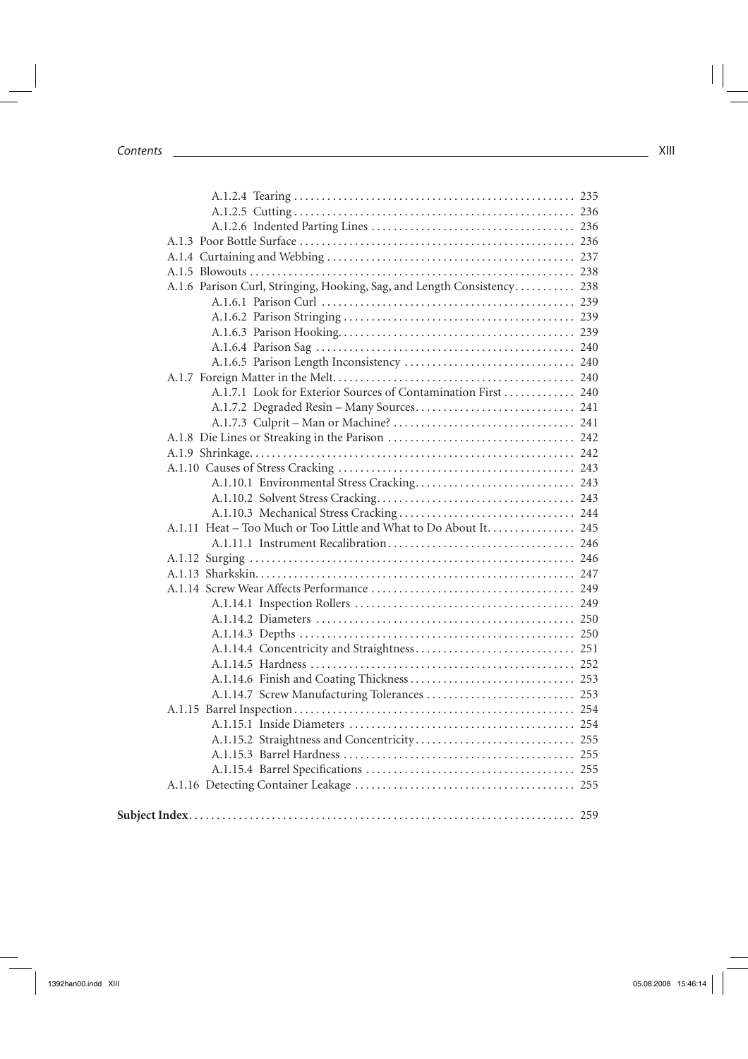A.1.2.4 Tearing ... 235
A.1.2.5 Cutting ... 236
A.1.2.6 Indented Parting Lines ... 236
A.1.3 Poor Bottle Surface ... 236
A.1.4 Curtaining and Webbing ... 237
A.1.5 Blowouts ... 238
A.1.6 Parison Curl, Stringing, Hooking, Sag, and Length Consistency ... 238
A.1.6.1 Parison Curl ... 239
A.1.6.2 Parison Stringing ... 239
A.1.6.3 Parison Hooking ... 239
A.1.6.4 Parison Sag ... 240
A.1.6.5 Parison Length Inconsistency ... 240
A.1.7 Foreign Matter in the Melt ... 240
A.1.7.1 Look for Exterior Sources of Contamination First ... 240
A.1.7.2 Degraded Resin – Many Sources ... 241
A.1.7.3 Culprit – Man or Machine? ... 241
A.1.8 Die Lines or Streaking in the Parison ... 242
A.1.9 Shrinkage ... 242
A.1.10 Causes of Stress Cracking ... 243
A.1.10.1 Environmental Stress Cracking ... 243
A.1.10.2 Solvent Stress Cracking ... 243
A.1.10.3 Mechanical Stress Cracking ... 244
A.1.11 Heat – Too Much or Too Little and What to Do About It ... 245
A.1.11.1 Instrument Recalibration ... 246
A.1.12 Surging ... 246
A.1.13 Sharkskin ... 247
A.1.14 Screw Wear Affects Performance ... 249
A.1.14.1 Inspection Rollers ... 249
A.1.14.2 Diameters ... 250
A.1.14.3 Depths ... 250
A.1.14.4 Concentricity and Straightness ... 251
A.1.14.5 Hardness ... 252
A.1.14.6 Finish and Coating Thickness ... 253
A.1.14.7 Screw Manufacturing Tolerances ... 253
A.1.15 Barrel Inspection ... 254
A.1.15.1 Inside Diameters ... 254
A.1.15.2 Straightness and Concentricity ... 255
A.1.15.3 Barrel Hardness ... 255
A.1.15.4 Barrel Specifications ... 255
A.1.16 Detecting Container Leakage ... 255

**Subject Index** ... 259